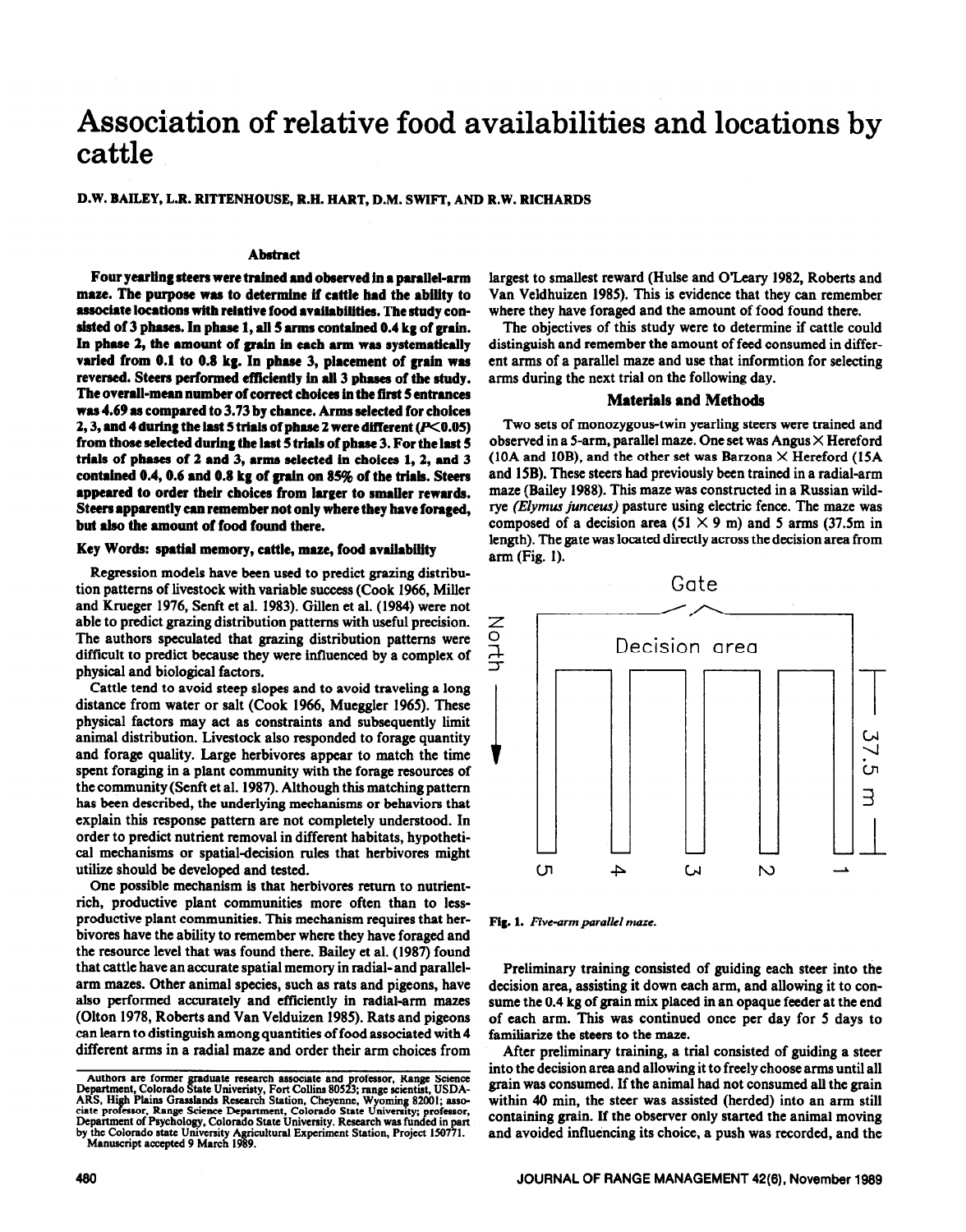# Association of relative food availabilities and locations by cattle

D.W. BAILEY, L.R. RITTENHOUSE, R.H. HART, D.M. SWIFT, AND R.W. RICHARDS

## Abstract

**Four yearling steers were trained and observed in a parallel-arm maze. The purpose was to determine if cattle had the ability to associate locations with relative food availabilities. The study consisted of 3 phases. In phase 1, all 5 arms contained 0.4 kg of grain. In phase 2, the amount of grain in each arm was systematically varied from 0.1 to 0.8 kg. In phase 3, placement of grain was reversed. Steers performed efficiently in all 3 phases of the study. The overall-mean number of correct choices in the first 5 entrances was 4.69 as compared to 3.73 by chance. Arms selected for choices 2, 3, and 4 during the last 5 trials of phase 2 were different ($P<0.05$) from those selected during the last 5 trials of phase 3. For the last 5 trials of phases of 2 and 3, arms selected in choices 1, 2, and 3 contained 0.4, 0.6 and 0.8 kg of grain on 85% of the trials. Steers appeared to order their choices from larger to smaller rewards. Steers apparently can remember not only where they have foraged, but also the amount of food found there.**

**Key Words: spatial memory, cattle, maze, food availability**

Regression models have been used to predict grazing distribution patterns of livestock with variable success (Cook 1966, Miller and Krueger 1976, Senft et al. 1983). Gillen et al. (1984) were not able to predict grazing distribution patterns with useful precision. The authors speculated that grazing distribution patterns were difficult to predict because they were influenced by a complex of physical and biological factors.

Cattle tend to avoid steep slopes and to avoid traveling a long distance from water or salt (Cook 1966, Mueggler 1965). These physical factors may act as constraints and subsequently limit animal distribution. Livestock also responded to forage quantity and forage quality. Large herbivores appear to match the time spent foraging in a plant community with the forage resources of the community (Senft et al. 1987). Although this matching pattern has been described, the underlying mechanisms or behaviors that explain this response pattern are not completely understood. In order to predict nutrient removal in different habitats, hypothetical mechanisms or spatial-decision rules that herbivores might utilize should be developed and tested.

One possible mechanism is that herbivores return to nutrient-rich, productive plant communities more often than to less-productive plant communities. This mechanism requires that herbivores have the ability to remember where they have foraged and the resource level that was found there. Bailey et al. (1987) found that cattle have an accurate spatial memory in radial- and parallel-arm mazes. Other animal species, such as rats and pigeons, have also performed accurately and efficiently in radial-arm mazes (Olton 1978, Roberts and Van Velduizen 1985). Rats and pigeons can learn to distinguish among quantities of food associated with 4 different arms in a radial maze and order their arm choices from largest to smallest reward (Hulse and O'Leary 1982, Roberts and Van Veldhuizen 1985). This is evidence that they can remember where they have foraged and the amount of food found there.

The objectives of this study were to determine if cattle could distinguish and remember the amount of feed consumed in different arms of a parallel maze and use that informtion for selecting arms during the next trial on the following day.

## Materials and Methods

Two sets of monozygous-twin yearling steers were trained and observed in a 5-arm, parallel maze. One set was Angus × Hereford (10A and 10B), and the other set was Barzona × Hereford (15A and 15B). These steers had previously been trained in a radial-arm maze (Bailey 1988). This maze was constructed in a Russian wildrye *(Elymus junceus)* pasture using electric fence. The maze was composed of a decision area (51 × 9 m) and 5 arms (37.5m in length). The gate was located directly across the decision area from arm (Fig. 1).

**Fig. 1.** *Five-arm parallel maze.*

Preliminary training consisted of guiding each steer into the decision area, assisting it down each arm, and allowing it to consume the 0.4 kg of grain mix placed in an opaque feeder at the end of each arm. This was continued once per day for 5 days to familiarize the steers to the maze.

After preliminary training, a trial consisted of guiding a steer into the decision area and allowing it to freely choose arms until all grain was consumed. If the animal had not consumed all the grain within 40 min, the steer was assisted (herded) into an arm still containing grain. If the observer only started the animal moving and avoided influencing its choice, a push was recorded, and the

Authors are former graduate research associate and professor, Range Science Department, Colorado State Univeristy, Fort Collins 80523; range scientist, USDA-ARS, High Plains Grasslands Research Station, Cheyenne, Wyoming 82001; associate professor, Range Science Department, Colorado State University; professor, Department of Psychology, Colorado State University. Research was funded in part by the Colorado state University Agricultural Experiment Station, Project 150771.
Manuscript accepted 9 March 1989.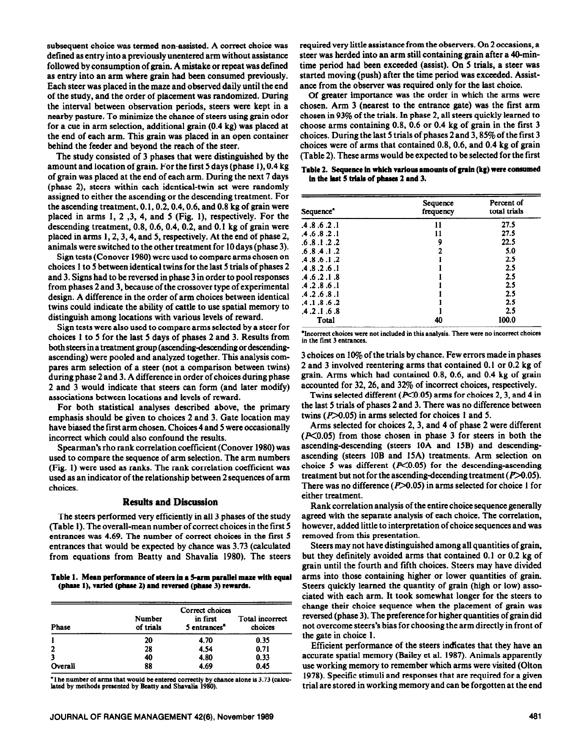subsequent choice was termed non-assisted. A correct choice was defined as entry into a previously unentered arm without assistance followed by consumption of grain. A mistake or repeat was defined as entry into an arm where grain had been consumed previously. Each steer was placed in the maze and observed daily until the end of the study, and the order of placement was randomized. During the interval between observation periods, steers were kept in a nearby pasture. To minimize the chance of steers using grain odor for a cue in arm selection, additional grain (0.4 kg) was placed at the end of each arm. This grain was placed in an open container behind the feeder and beyond the reach of the steer.

The study consisted of 3 phases that were distinguished by the amount and location of grain. For the first 5 days (phase 1), 0.4 kg of grain was placed at the end of each arm. During the next 7 days (phase 2), steers within each identical-twin set were randomly assigned to either the ascending or the descending treatment. For the ascending treatment, 0.1, 0.2, 0.4, 0.6, and 0.8 kg of grain were placed in arms 1, 2 ,3, 4, and 5 (Fig. 1), respectively. For the descending treatment, 0.8, 0.6, 0.4, 0.2, and 0.1 kg of grain were placed in arms 1, 2, 3, 4, and 5, respectively. At the end of phase 2, animals were switched to the other treatment for 10 days (phase 3).

Sign tests (Conover 1980) were used to compare arms chosen on choices 1 to 5 between identical twins for the last 5 trials of phases 2 and 3. Signs had to be reversed in phase 3 in order to pool responses from phases 2 and 3, because of the crossover type of experimental design. A difference in the order of arm choices between identical twins could indicate the ability of cattle to use spatial memory to distinguish among locations with various levels of reward.

Sign tests were also used to compare arms selected by a steer for choices 1 to 5 for the last 5 days of phases 2 and 3. Results from both steers in a treatment group (ascending-descending or descending-ascending) were pooled and analyzed together. This analysis compares arm selection of a steer (not a comparison between twins) during phase 2 and 3. A difference in order of choices during phase 2 and 3 would indicate that steers can form (and later modify) associations between locations and levels of reward.

For both statistical analyses described above, the primary emphasis should be given to choices 2 and 3. Gate location may have biased the first arm chosen. Choices 4 and 5 were occasionally incorrect which could also confound the results.

Spearman's rho rank correlation coefficient (Conover 1980) was used to compare the sequence of arm selection. The arm numbers (Fig. 1) were used as ranks. The rank correlation coefficient was used as an indicator of the relationship between 2 sequences of arm choices.

## Results and Discussion

The steers performed very efficiently in all 3 phases of the study (Table 1). The overall-mean number of correct choices in the first 5 entrances was 4.69. The number of correct choices in the first 5 entrances that would be expected by chance was 3.73 (calculated from equations from Beatty and Shavalia 1980). The steers

**Table 1. Mean performance of steers in a 5-arm parallel maze with equal (phase 1), varied (phase 2) and reversed (phase 3) rewards.**

| Phase | Number of trials | Correct choices in first 5 entrances[a] | Total incorrect choices |
|---|---|---|---|
| 1 | 20 | 4.70 | 0.35 |
| 2 | 28 | 4.54 | 0.71 |
| 3 | 40 | 4.80 | 0.33 |
| Overall | 88 | 4.69 | 0.45 |

[a]The number of arms that would be entered correctly by chance alone is 3.73 (calculated by methods presented by Beatty and Shavalia 1980).

required very little assistance from the observers. On 2 occasions, a steer was herded into an arm still containing grain after a 40-min-time period had been exceeded (assist). On 5 trials, a steer was started moving (push) after the time period was exceeded. Assistance from the observer was required only for the last choice.

Of greater importance was the order in which the arms were chosen. Arm 3 (nearest to the entrance gate) was the first arm chosen in 93% of the trials. In phase 2, all steers quickly learned to choose arms containing 0.8, 0.6 or 0.4 kg of grain in the first 3 choices. During the last 5 trials of phases 2 and 3, 85% of the first 3 choices were of arms that contained 0.8, 0.6, and 0.4 kg of grain (Table 2). These arms would be expected to be selected for the first 3 choices on 10% of the trials by chance. Few errors made in phases 2 and 3 involved reentering arms that contained 0.1 or 0.2 kg of grain. Arms which had contained 0.8, 0.6, and 0.4 kg of grain accounted for 32, 26, and 32% of incorrect choices, respectively.

**Table 2. Sequence in which various amounts of grain (kg) were consumed in the last 5 trials of phases 2 and 3.**

| Sequence[a] | Sequence frequency | Percent of total trials |
|---|---|---|
| .4 .8 .6 .2 .1 | 11 | 27.5 |
| .4 .6 .8 .2 .1 | 11 | 27.5 |
| .6 .8 .1 .2 .2 | 9 | 22.5 |
| .6 .8 .4 .1 .2 | 2 | 5.0 |
| .4 .8 .6 .1 .2 | 1 | 2.5 |
| .4 .8 .2 .6 .1 | 1 | 2.5 |
| .4 .6 .2 .1 .8 | 1 | 2.5 |
| .4 .2 .8 .6 .1 | 1 | 2.5 |
| .4 .2 .6 .8 .1 | 1 | 2.5 |
| .4 .1 .8 .6 .2 | 1 | 2.5 |
| .4 .2 .1 .6 .8 | 1 | 2.5 |
| Total | 40 | 100.0 |

[a]Incorrect choices were not included in this analysis. There were no incorrect choices in the first 3 entrances.

Twins selected different ($P<0.05$) arms for choices 2, 3, and 4 in the last 5 trials of phases 2 and 3. There was no difference between twins ($P>0.05$) in arms selected for choices 1 and 5.

Arms selected for choices 2, 3, and 4 of phase 2 were different ($P<0.05$) from those chosen in phase 3 for steers in both the ascending-descending (steers 10A and 15B) and descending-ascending (steers 10B and 15A) treatments. Arm selection on choice 5 was different ($P<0.05$) for the descending-ascending treatment but not for the ascending-decending treatment ($P>0.05$). There was no difference ($P>0.05$) in arms selected for choice 1 for either treatment.

Rank correlation analysis of the entire choice sequence generally agreed with the separate analysis of each choice. The correlation, however, added little to interpretation of choice sequences and was removed from this presentation.

Steers may not have distinguished among all quantities of grain, but they definitely avoided arms that contained 0.1 or 0.2 kg of grain until the fourth and fifth choices. Steers may have divided arms into those containing higher or lower quantities of grain. Steers quickly learned the quantity of grain (high or low) associated with each arm. It took somewhat longer for the steers to change their choice sequence when the placement of grain was reversed (phase 3). The preference for higher quantities of grain did not overcome steers's bias for choosing the arm directly in front of the gate in choice 1.

Efficient performance of the steers indicates that they have an accurate spatial memory (Bailey et al. 1987). Animals apparently use working memory to remember which arms were visited (Olton 1978). Specific stimuli and responses that are required for a given trial are stored in working memory and can be forgotten at the end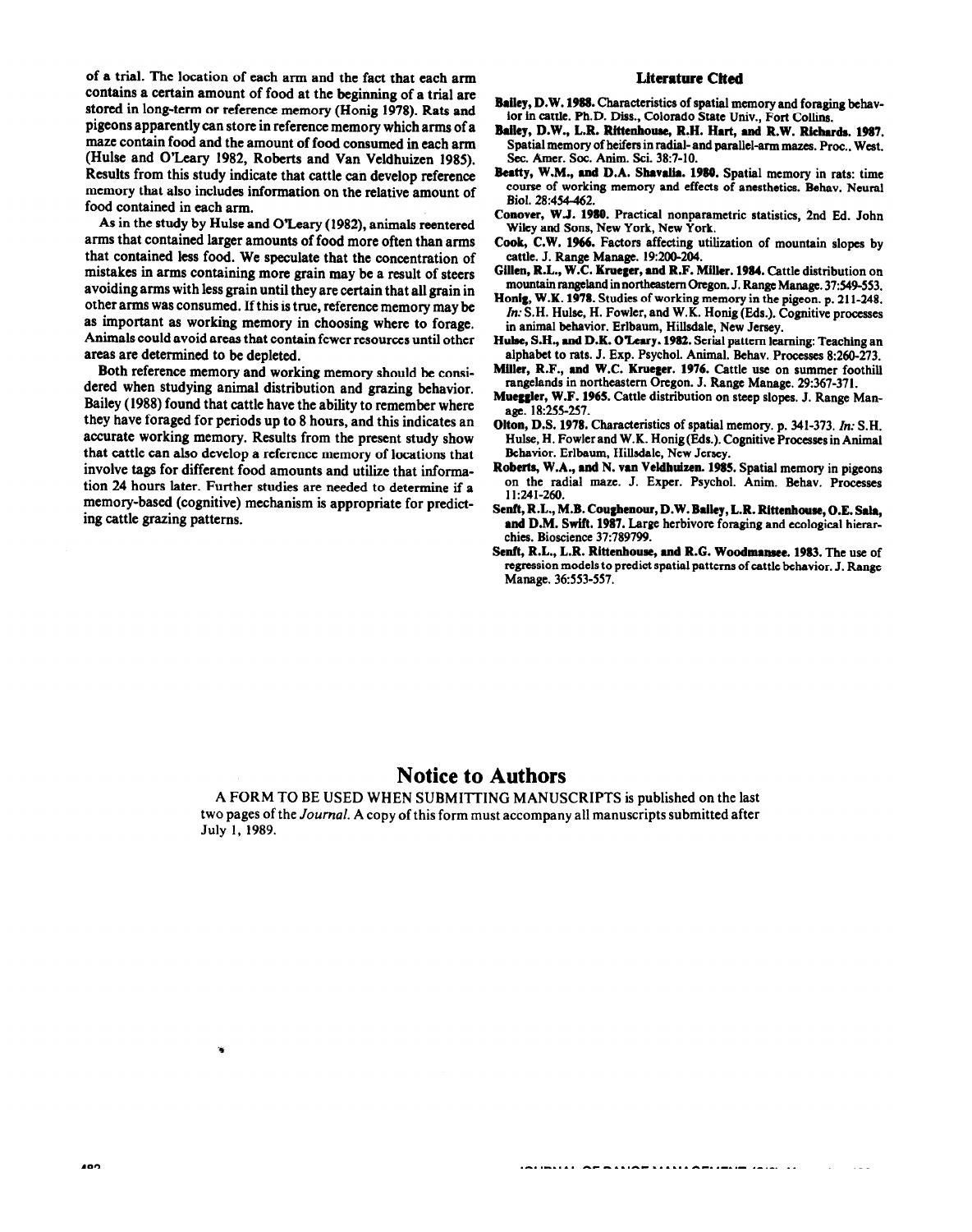of a trial. The location of each arm and the fact that each arm contains a certain amount of food at the beginning of a trial are stored in long-term or reference memory (Honig 1978). Rats and pigeons apparently can store in reference memory which arms of a maze contain food and the amount of food consumed in each arm (Hulse and O'Leary 1982, Roberts and Van Veldhuizen 1985). Results from this study indicate that cattle can develop reference memory that also includes information on the relative amount of food contained in each arm.

As in the study by Hulse and O'Leary (1982), animals reentered arms that contained larger amounts of food more often than arms that contained less food. We speculate that the concentration of mistakes in arms containing more grain may be a result of steers avoiding arms with less grain until they are certain that all grain in other arms was consumed. If this is true, reference memory may be as important as working memory in choosing where to forage. Animals could avoid areas that contain fewer resources until other areas are determined to be depleted.

Both reference memory and working memory should be considered when studying animal distribution and grazing behavior. Bailey (1988) found that cattle have the ability to remember where they have foraged for periods up to 8 hours, and this indicates an accurate working memory. Results from the present study show that cattle can also develop a reference memory of locations that involve tags for different food amounts and utilize that information 24 hours later. Further studies are needed to determine if a memory-based (cognitive) mechanism is appropriate for predicting cattle grazing patterns.

## Literature Cited

**Bailey, D.W. 1988.** Characteristics of spatial memory and foraging behavior in cattle. Ph.D. Diss., Colorado State Univ., Fort Collins.

**Bailey, D.W., L.R. Rittenhouse, R.H. Hart, and R.W. Richards. 1987.** Spatial memory of heifers in radial- and parallel-arm mazes. Proc., West. Sec. Amer. Soc. Anim. Sci. 38:7-10.

**Beatty, W.M., and D.A. Shavalia. 1980.** Spatial memory in rats: time course of working memory and effects of anesthetics. Behav. Neural Biol. 28:454-462.

**Conover, W.J. 1980.** Practical nonparametric statistics, 2nd Ed. John Wiley and Sons, New York, New York.

**Cook, C.W. 1966.** Factors affecting utilization of mountain slopes by cattle. J. Range Manage. 19:200-204.

**Gillen, R.L., W.C. Krueger, and R.F. Miller. 1984.** Cattle distribution on mountain rangeland in northeastern Oregon. J. Range Manage. 37:549-553.

**Honig, W.K. 1978.** Studies of working memory in the pigeon. p. 211-248. *In:* S.H. Hulse, H. Fowler, and W.K. Honig (Eds.). Cognitive processes in animal behavior. Erlbaum, Hillsdale, New Jersey.

**Hulse, S.H., and D.K. O'Leary. 1982.** Serial pattern learning: Teaching an alphabet to rats. J. Exp. Psychol. Animal. Behav. Processes 8:260-273.

**Miller, R.F., and W.C. Krueger. 1976.** Cattle use on summer foothill rangelands in northeastern Oregon. J. Range Manage. 29:367-371.

**Mueggler, W.F. 1965.** Cattle distribution on steep slopes. J. Range Manage. 18:255-257.

**Olton, D.S. 1978.** Characteristics of spatial memory. p. 341-373. *In:* S.H. Hulse, H. Fowler and W.K. Honig (Eds.). Cognitive Processes in Animal Behavior. Erlbaum, Hillsdale, New Jersey.

**Roberts, W.A., and N. van Veldhuizen. 1985.** Spatial memory in pigeons on the radial maze. J. Exper. Psychol. Anim. Behav. Processes 11:241-260.

**Senft, R.L., M.B. Coughenour, D.W. Bailey, L.R. Rittenhouse, O.E. Sala, and D.M. Swift. 1987.** Large herbivore foraging and ecological hierarchies. Bioscience 37:789799.

**Senft, R.L., L.R. Rittenhouse, and R.G. Woodmansee. 1983.** The use of regression models to predict spatial patterns of cattle behavior. J. Range Manage. 36:553-557.

# Notice to Authors

A FORM TO BE USED WHEN SUBMITTING MANUSCRIPTS is published on the last two pages of the *Journal*. A copy of this form must accompany all manuscripts submitted after July 1, 1989.